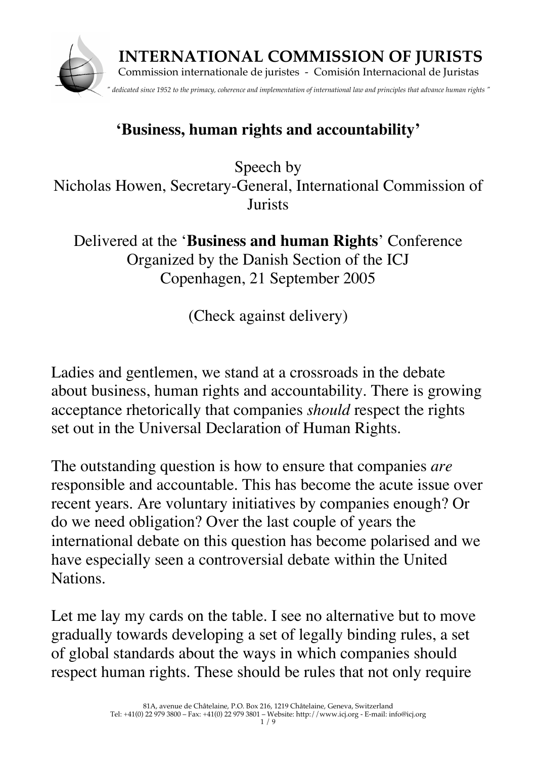**INTERNATIONAL COMMISSION OF JURISTS**

Commission internationale de juristes - Comisión Internacional de Juristas

*" dedicated since 1952 to the primacy, coherence and implementation of international law and principles that advance human rights "*

# 'Business, human rights and accountability'

Speech by
Nicholas Howen, Secretary-General, International Commission of Jurists

Delivered at the '**Business and human Rights**' Conference
Organized by the Danish Section of the ICJ
Copenhagen, 21 September 2005

(Check against delivery)

Ladies and gentlemen, we stand at a crossroads in the debate about business, human rights and accountability. There is growing acceptance rhetorically that companies *should* respect the rights set out in the Universal Declaration of Human Rights.

The outstanding question is how to ensure that companies *are* responsible and accountable. This has become the acute issue over recent years. Are voluntary initiatives by companies enough? Or do we need obligation? Over the last couple of years the international debate on this question has become polarised and we have especially seen a controversial debate within the United Nations.

Let me lay my cards on the table. I see no alternative but to move gradually towards developing a set of legally binding rules, a set of global standards about the ways in which companies should respect human rights. These should be rules that not only require

81A, avenue de Châtelaine, P.O. Box 216, 1219 Châtelaine, Geneva, Switzerland
Tel: +41(0) 22 979 3800 – Fax: +41(0) 22 979 3801 – Website: http://www.icj.org - E-mail: info@icj.org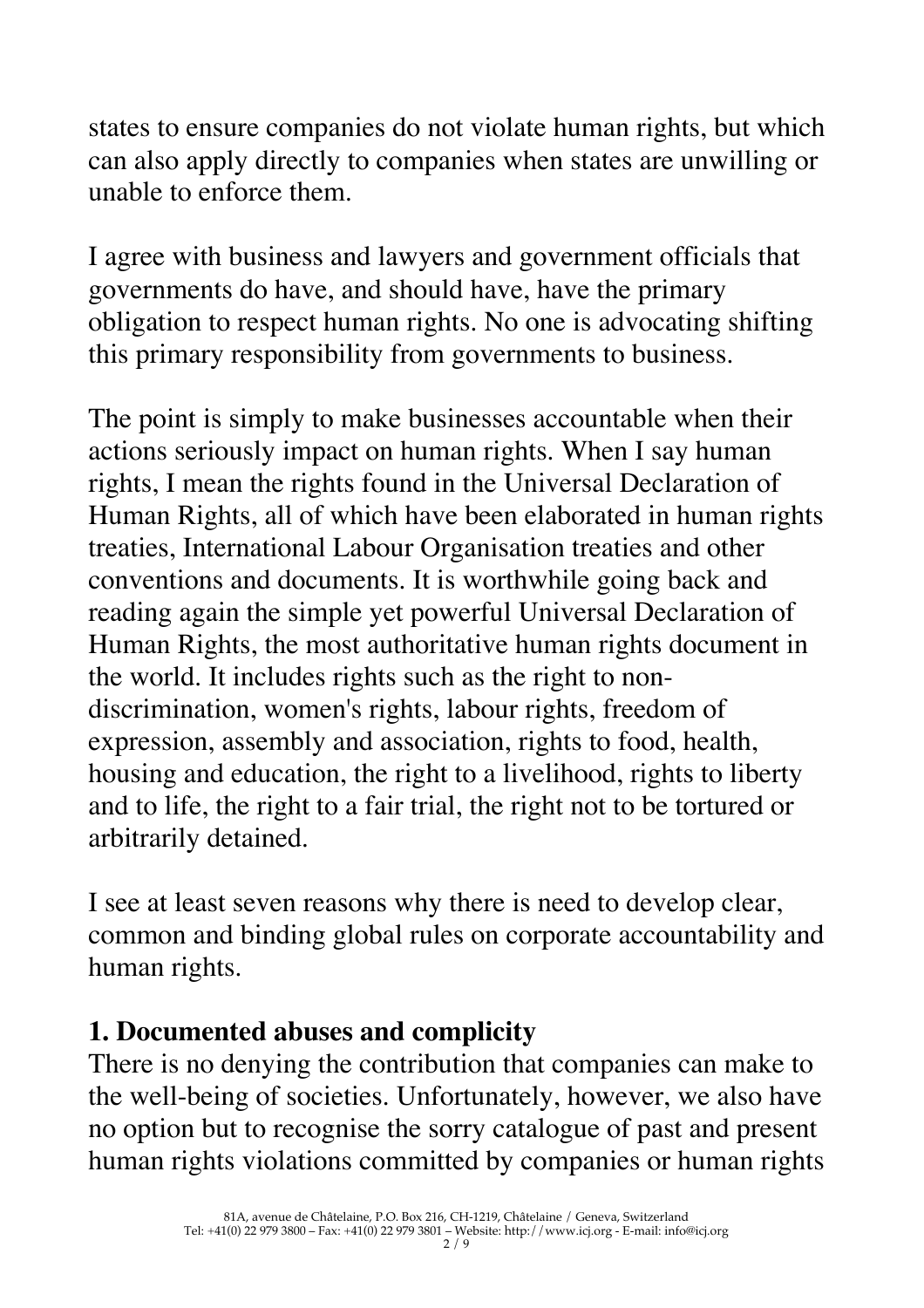states to ensure companies do not violate human rights, but which can also apply directly to companies when states are unwilling or unable to enforce them.

I agree with business and lawyers and government officials that governments do have, and should have, have the primary obligation to respect human rights. No one is advocating shifting this primary responsibility from governments to business.

The point is simply to make businesses accountable when their actions seriously impact on human rights. When I say human rights, I mean the rights found in the Universal Declaration of Human Rights, all of which have been elaborated in human rights treaties, International Labour Organisation treaties and other conventions and documents. It is worthwhile going back and reading again the simple yet powerful Universal Declaration of Human Rights, the most authoritative human rights document in the world. It includes rights such as the right to non-discrimination, women's rights, labour rights, freedom of expression, assembly and association, rights to food, health, housing and education, the right to a livelihood, rights to liberty and to life, the right to a fair trial, the right not to be tortured or arbitrarily detained.

I see at least seven reasons why there is need to develop clear, common and binding global rules on corporate accountability and human rights.

### 1. Documented abuses and complicity

There is no denying the contribution that companies can make to the well-being of societies. Unfortunately, however, we also have no option but to recognise the sorry catalogue of past and present human rights violations committed by companies or human rights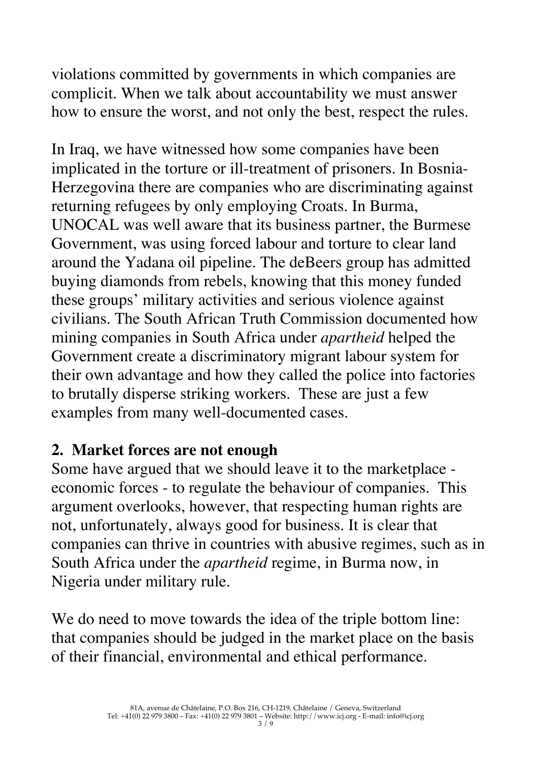violations committed by governments in which companies are complicit. When we talk about accountability we must answer how to ensure the worst, and not only the best, respect the rules.

In Iraq, we have witnessed how some companies have been implicated in the torture or ill-treatment of prisoners. In Bosnia-Herzegovina there are companies who are discriminating against returning refugees by only employing Croats. In Burma, UNOCAL was well aware that its business partner, the Burmese Government, was using forced labour and torture to clear land around the Yadana oil pipeline. The deBeers group has admitted buying diamonds from rebels, knowing that this money funded these groups' military activities and serious violence against civilians. The South African Truth Commission documented how mining companies in South Africa under *apartheid* helped the Government create a discriminatory migrant labour system for their own advantage and how they called the police into factories to brutally disperse striking workers. These are just a few examples from many well-documented cases.

## 2. Market forces are not enough

Some have argued that we should leave it to the marketplace - economic forces - to regulate the behaviour of companies. This argument overlooks, however, that respecting human rights are not, unfortunately, always good for business. It is clear that companies can thrive in countries with abusive regimes, such as in South Africa under the *apartheid* regime, in Burma now, in Nigeria under military rule.

We do need to move towards the idea of the triple bottom line: that companies should be judged in the market place on the basis of their financial, environmental and ethical performance.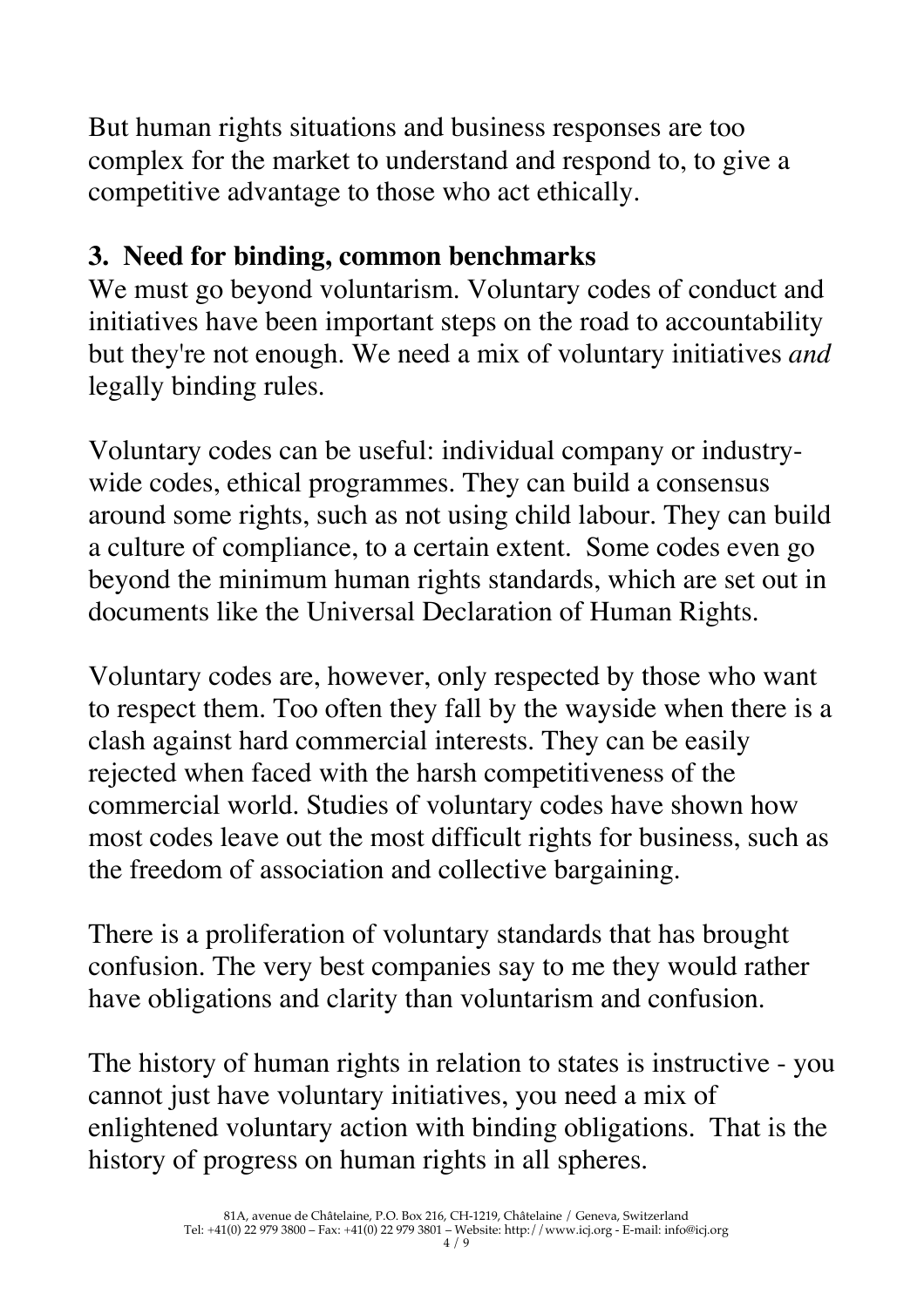But human rights situations and business responses are too complex for the market to understand and respond to, to give a competitive advantage to those who act ethically.

### 3. Need for binding, common benchmarks

We must go beyond voluntarism. Voluntary codes of conduct and initiatives have been important steps on the road to accountability but they're not enough. We need a mix of voluntary initiatives *and* legally binding rules.

Voluntary codes can be useful: individual company or industry-wide codes, ethical programmes. They can build a consensus around some rights, such as not using child labour. They can build a culture of compliance, to a certain extent. Some codes even go beyond the minimum human rights standards, which are set out in documents like the Universal Declaration of Human Rights.

Voluntary codes are, however, only respected by those who want to respect them. Too often they fall by the wayside when there is a clash against hard commercial interests. They can be easily rejected when faced with the harsh competitiveness of the commercial world. Studies of voluntary codes have shown how most codes leave out the most difficult rights for business, such as the freedom of association and collective bargaining.

There is a proliferation of voluntary standards that has brought confusion. The very best companies say to me they would rather have obligations and clarity than voluntarism and confusion.

The history of human rights in relation to states is instructive - you cannot just have voluntary initiatives, you need a mix of enlightened voluntary action with binding obligations. That is the history of progress on human rights in all spheres.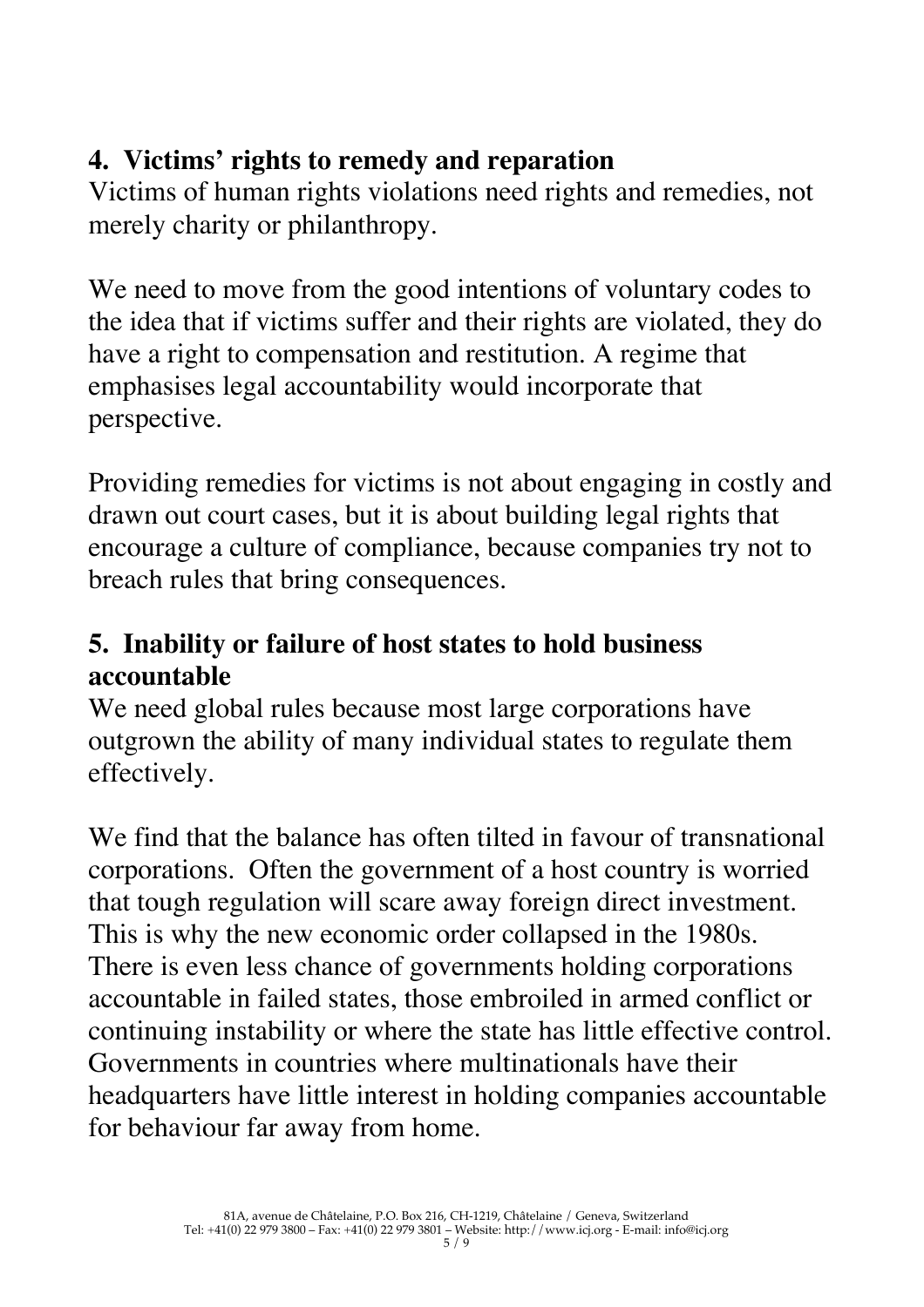## 4. Victims' rights to remedy and reparation

Victims of human rights violations need rights and remedies, not merely charity or philanthropy.

We need to move from the good intentions of voluntary codes to the idea that if victims suffer and their rights are violated, they do have a right to compensation and restitution. A regime that emphasises legal accountability would incorporate that perspective.

Providing remedies for victims is not about engaging in costly and drawn out court cases, but it is about building legal rights that encourage a culture of compliance, because companies try not to breach rules that bring consequences.

## 5. Inability or failure of host states to hold business accountable

We need global rules because most large corporations have outgrown the ability of many individual states to regulate them effectively.

We find that the balance has often tilted in favour of transnational corporations. Often the government of a host country is worried that tough regulation will scare away foreign direct investment. This is why the new economic order collapsed in the 1980s. There is even less chance of governments holding corporations accountable in failed states, those embroiled in armed conflict or continuing instability or where the state has little effective control. Governments in countries where multinationals have their headquarters have little interest in holding companies accountable for behaviour far away from home.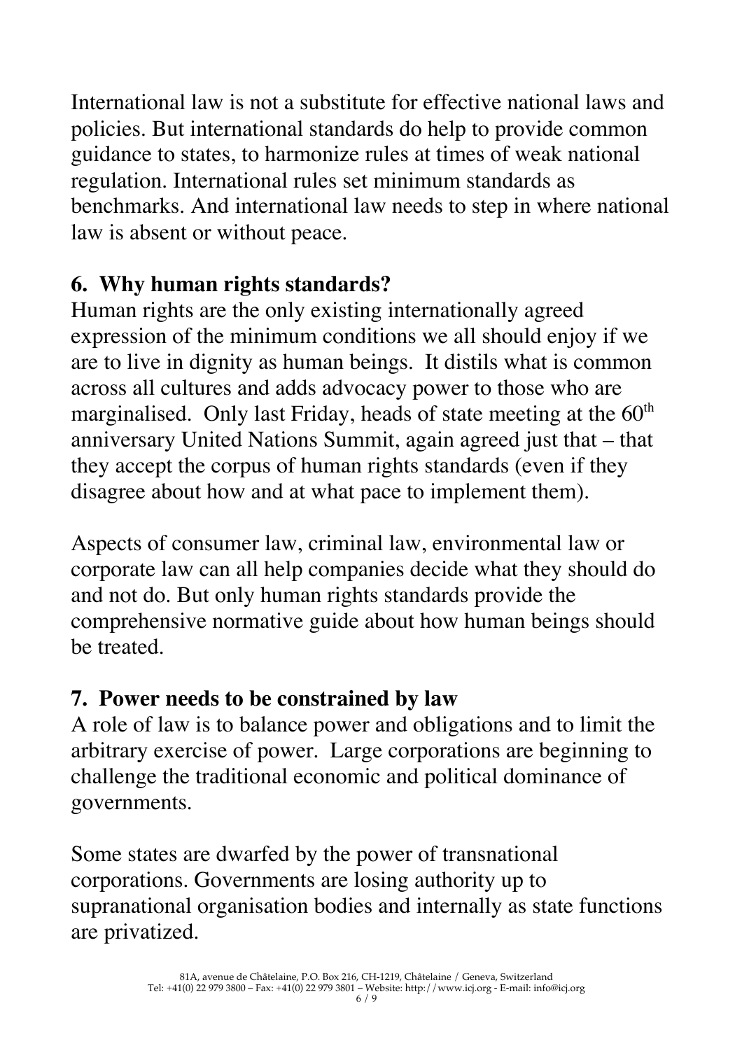International law is not a substitute for effective national laws and policies. But international standards do help to provide common guidance to states, to harmonize rules at times of weak national regulation. International rules set minimum standards as benchmarks. And international law needs to step in where national law is absent or without peace.

## 6. Why human rights standards?

Human rights are the only existing internationally agreed expression of the minimum conditions we all should enjoy if we are to live in dignity as human beings. It distils what is common across all cultures and adds advocacy power to those who are marginalised. Only last Friday, heads of state meeting at the 60th anniversary United Nations Summit, again agreed just that – that they accept the corpus of human rights standards (even if they disagree about how and at what pace to implement them).

Aspects of consumer law, criminal law, environmental law or corporate law can all help companies decide what they should do and not do. But only human rights standards provide the comprehensive normative guide about how human beings should be treated.

## 7. Power needs to be constrained by law

A role of law is to balance power and obligations and to limit the arbitrary exercise of power. Large corporations are beginning to challenge the traditional economic and political dominance of governments.

Some states are dwarfed by the power of transnational corporations. Governments are losing authority up to supranational organisation bodies and internally as state functions are privatized.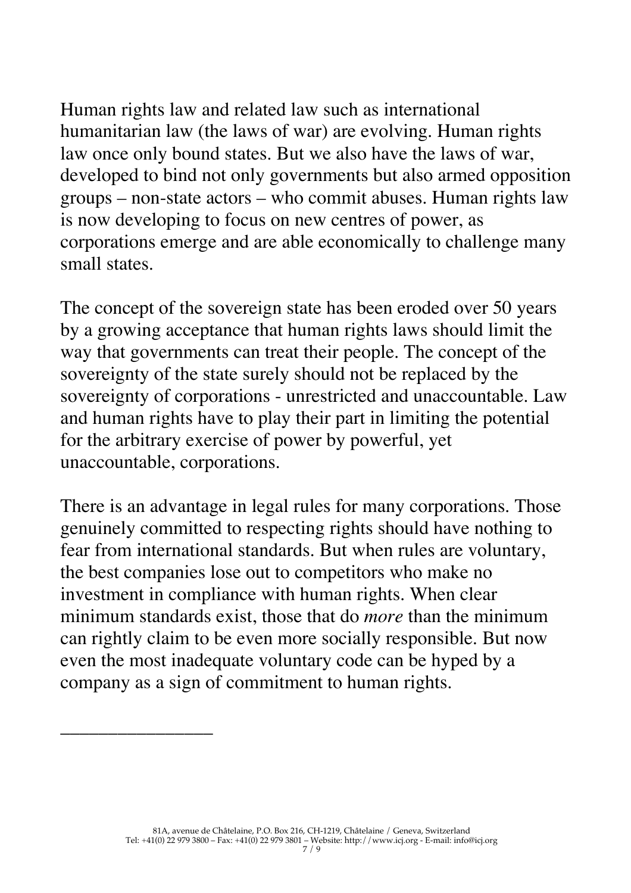Human rights law and related law such as international humanitarian law (the laws of war) are evolving. Human rights law once only bound states. But we also have the laws of war, developed to bind not only governments but also armed opposition groups – non-state actors – who commit abuses. Human rights law is now developing to focus on new centres of power, as corporations emerge and are able economically to challenge many small states.

The concept of the sovereign state has been eroded over 50 years by a growing acceptance that human rights laws should limit the way that governments can treat their people. The concept of the sovereignty of the state surely should not be replaced by the sovereignty of corporations - unrestricted and unaccountable. Law and human rights have to play their part in limiting the potential for the arbitrary exercise of power by powerful, yet unaccountable, corporations.

There is an advantage in legal rules for many corporations. Those genuinely committed to respecting rights should have nothing to fear from international standards. But when rules are voluntary, the best companies lose out to competitors who make no investment in compliance with human rights. When clear minimum standards exist, those that do *more* than the minimum can rightly claim to be even more socially responsible. But now even the most inadequate voluntary code can be hyped by a company as a sign of commitment to human rights.

---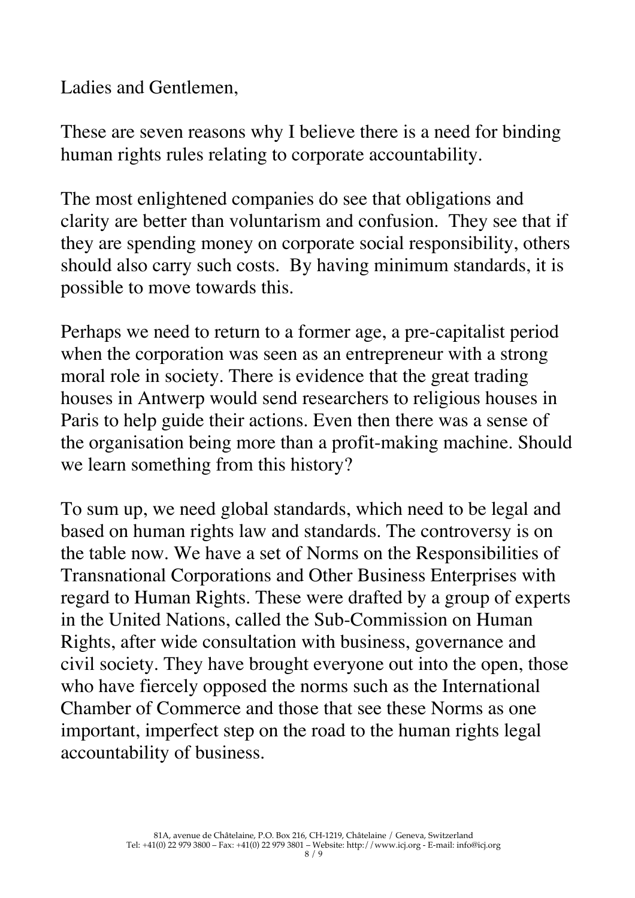Ladies and Gentlemen,

These are seven reasons why I believe there is a need for binding human rights rules relating to corporate accountability.

The most enlightened companies do see that obligations and clarity are better than voluntarism and confusion. They see that if they are spending money on corporate social responsibility, others should also carry such costs. By having minimum standards, it is possible to move towards this.

Perhaps we need to return to a former age, a pre-capitalist period when the corporation was seen as an entrepreneur with a strong moral role in society. There is evidence that the great trading houses in Antwerp would send researchers to religious houses in Paris to help guide their actions. Even then there was a sense of the organisation being more than a profit-making machine. Should we learn something from this history?

To sum up, we need global standards, which need to be legal and based on human rights law and standards. The controversy is on the table now. We have a set of Norms on the Responsibilities of Transnational Corporations and Other Business Enterprises with regard to Human Rights. These were drafted by a group of experts in the United Nations, called the Sub-Commission on Human Rights, after wide consultation with business, governance and civil society. They have brought everyone out into the open, those who have fiercely opposed the norms such as the International Chamber of Commerce and those that see these Norms as one important, imperfect step on the road to the human rights legal accountability of business.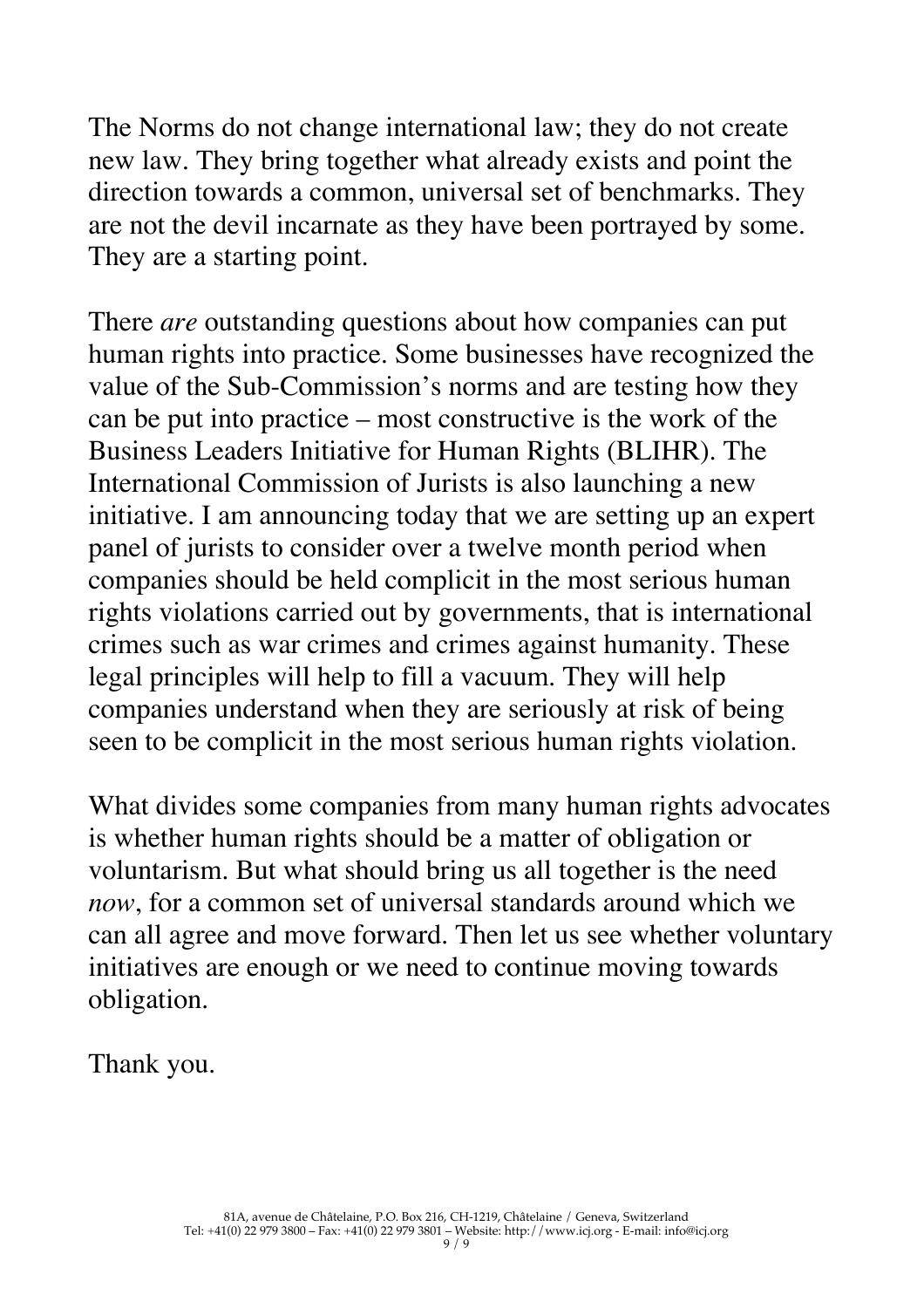The Norms do not change international law; they do not create new law. They bring together what already exists and point the direction towards a common, universal set of benchmarks. They are not the devil incarnate as they have been portrayed by some. They are a starting point.

There *are* outstanding questions about how companies can put human rights into practice. Some businesses have recognized the value of the Sub-Commission's norms and are testing how they can be put into practice – most constructive is the work of the Business Leaders Initiative for Human Rights (BLIHR). The International Commission of Jurists is also launching a new initiative. I am announcing today that we are setting up an expert panel of jurists to consider over a twelve month period when companies should be held complicit in the most serious human rights violations carried out by governments, that is international crimes such as war crimes and crimes against humanity. These legal principles will help to fill a vacuum. They will help companies understand when they are seriously at risk of being seen to be complicit in the most serious human rights violation.

What divides some companies from many human rights advocates is whether human rights should be a matter of obligation or voluntarism. But what should bring us all together is the need *now*, for a common set of universal standards around which we can all agree and move forward. Then let us see whether voluntary initiatives are enough or we need to continue moving towards obligation.

Thank you.